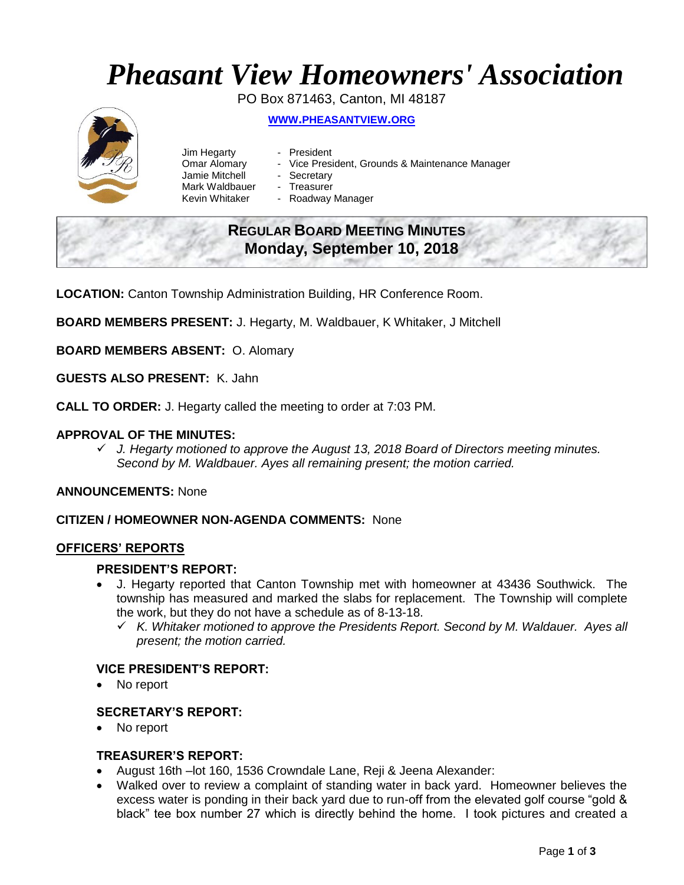# Pheasant View Homeowners' Association

PO Box 871463, Canton, MI 48187

**WWW.PHEASANTVIEW.ORG**

Jim Hegarty - President
Omar Alomary - Vice President, Grounds & Maintenance Manager
Jamie Mitchell - Secretary
Mark Waldbauer - Treasurer
Kevin Whitaker - Roadway Manager

## REGULAR BOARD MEETING MINUTES
## Monday, September 10, 2018

**LOCATION:** Canton Township Administration Building, HR Conference Room.

**BOARD MEMBERS PRESENT:** J. Hegarty, M. Waldbauer, K Whitaker, J Mitchell

**BOARD MEMBERS ABSENT:** O. Alomary

**GUESTS ALSO PRESENT:** K. Jahn

**CALL TO ORDER:** J. Hegarty called the meeting to order at 7:03 PM.

**APPROVAL OF THE MINUTES:**

- ✓ *J. Hegarty motioned to approve the August 13, 2018 Board of Directors meeting minutes. Second by M. Waldbauer. Ayes all remaining present; the motion carried.*

**ANNOUNCEMENTS:** None

**CITIZEN / HOMEOWNER NON-AGENDA COMMENTS:** None

**OFFICERS' REPORTS**

**PRESIDENT'S REPORT:**

- J. Hegarty reported that Canton Township met with homeowner at 43436 Southwick. The township has measured and marked the slabs for replacement. The Township will complete the work, but they do not have a schedule as of 8-13-18.
  - ✓ *K. Whitaker motioned to approve the Presidents Report. Second by M. Waldauer. Ayes all present; the motion carried.*

**VICE PRESIDENT'S REPORT:**

- No report

**SECRETARY'S REPORT:**

- No report

**TREASURER'S REPORT:**

- August 16th –lot 160, 1536 Crowndale Lane, Reji & Jeena Alexander:
- Walked over to review a complaint of standing water in back yard. Homeowner believes the excess water is ponding in their back yard due to run-off from the elevated golf course "gold & black" tee box number 27 which is directly behind the home. I took pictures and created a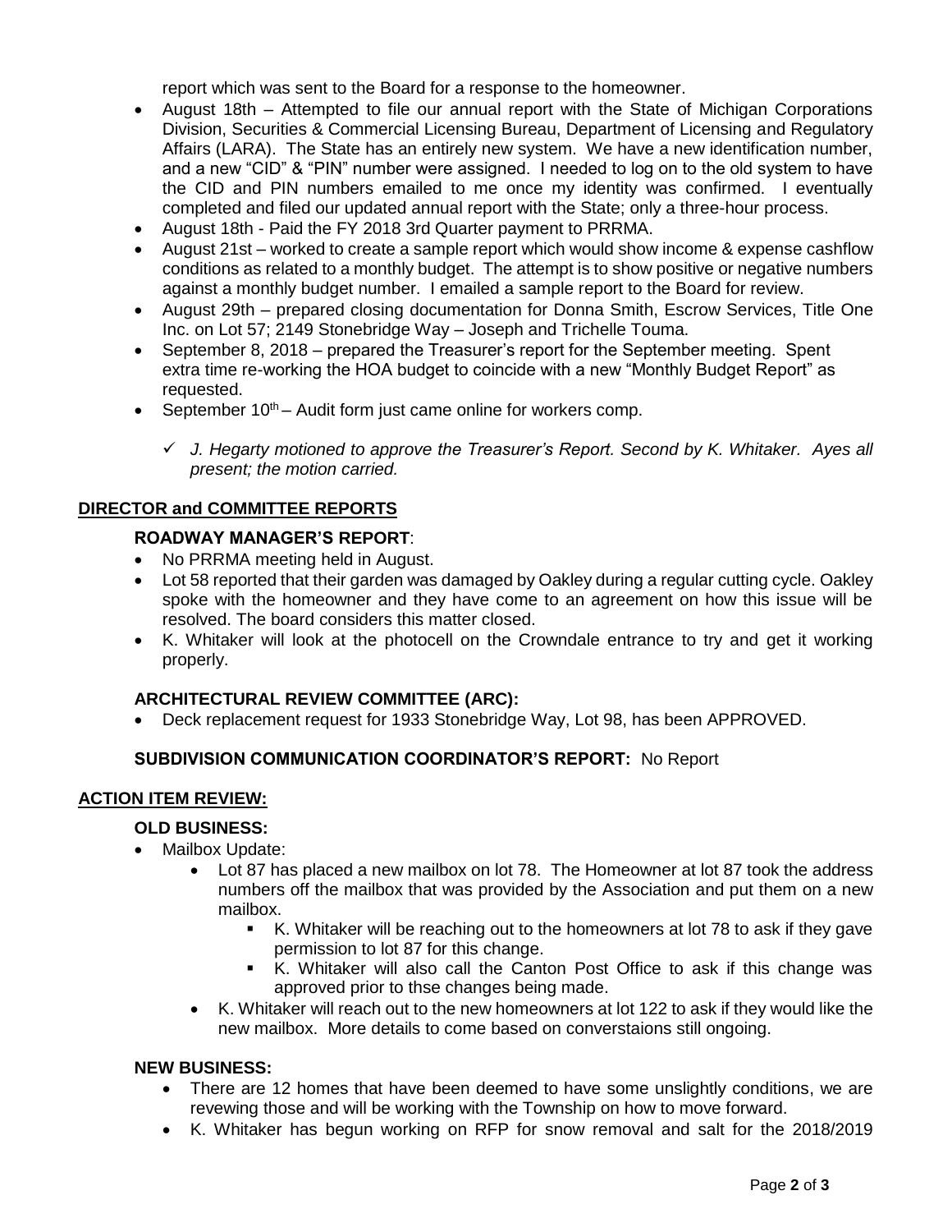report which was sent to the Board for a response to the homeowner.

- August 18th – Attempted to file our annual report with the State of Michigan Corporations Division, Securities & Commercial Licensing Bureau, Department of Licensing and Regulatory Affairs (LARA). The State has an entirely new system. We have a new identification number, and a new "CID" & "PIN" number were assigned. I needed to log on to the old system to have the CID and PIN numbers emailed to me once my identity was confirmed. I eventually completed and filed our updated annual report with the State; only a three-hour process.
- August 18th - Paid the FY 2018 3rd Quarter payment to PRRMA.
- August 21st – worked to create a sample report which would show income & expense cashflow conditions as related to a monthly budget. The attempt is to show positive or negative numbers against a monthly budget number. I emailed a sample report to the Board for review.
- August 29th – prepared closing documentation for Donna Smith, Escrow Services, Title One Inc. on Lot 57; 2149 Stonebridge Way – Joseph and Trichelle Touma.
- September 8, 2018 – prepared the Treasurer's report for the September meeting. Spent extra time re-working the HOA budget to coincide with a new "Monthly Budget Report" as requested.
- September 10th – Audit form just came online for workers comp.
  - ✓ *J. Hegarty motioned to approve the Treasurer's Report. Second by K. Whitaker. Ayes all present; the motion carried.*

## DIRECTOR and COMMITTEE REPORTS

### ROADWAY MANAGER'S REPORT:

- No PRRMA meeting held in August.
- Lot 58 reported that their garden was damaged by Oakley during a regular cutting cycle. Oakley spoke with the homeowner and they have come to an agreement on how this issue will be resolved. The board considers this matter closed.
- K. Whitaker will look at the photocell on the Crowndale entrance to try and get it working properly.

### ARCHITECTURAL REVIEW COMMITTEE (ARC):

- Deck replacement request for 1933 Stonebridge Way, Lot 98, has been APPROVED.

### SUBDIVISION COMMUNICATION COORDINATOR'S REPORT: No Report

## ACTION ITEM REVIEW:

### OLD BUSINESS:

- Mailbox Update:
  - Lot 87 has placed a new mailbox on lot 78. The Homeowner at lot 87 took the address numbers off the mailbox that was provided by the Association and put them on a new mailbox.
    - K. Whitaker will be reaching out to the homeowners at lot 78 to ask if they gave permission to lot 87 for this change.
    - K. Whitaker will also call the Canton Post Office to ask if this change was approved prior to thse changes being made.
  - K. Whitaker will reach out to the new homeowners at lot 122 to ask if they would like the new mailbox. More details to come based on converstaions still ongoing.

### NEW BUSINESS:

- There are 12 homes that have been deemed to have some unslightly conditions, we are revewing those and will be working with the Township on how to move forward.
- K. Whitaker has begun working on RFP for snow removal and salt for the 2018/2019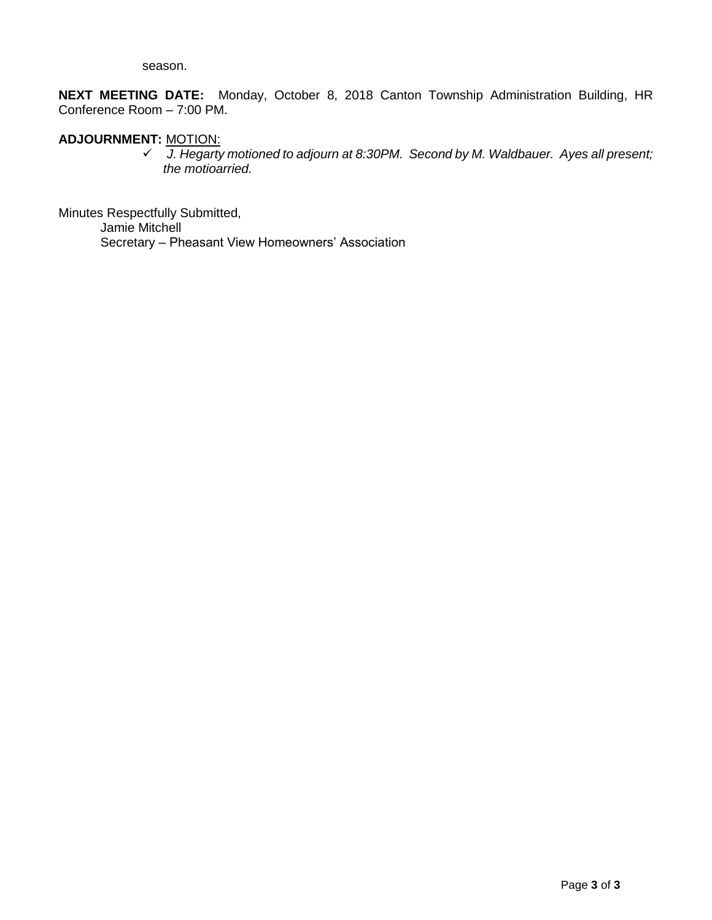season.

**NEXT MEETING DATE:** Monday, October 8, 2018 Canton Township Administration Building, HR Conference Room – 7:00 PM.

**ADJOURNMENT:** MOTION:

- ✓ *J. Hegarty motioned to adjourn at 8:30PM. Second by M. Waldbauer. Ayes all present; the motioarried.*

Minutes Respectfully Submitted,
Jamie Mitchell
Secretary – Pheasant View Homeowners' Association